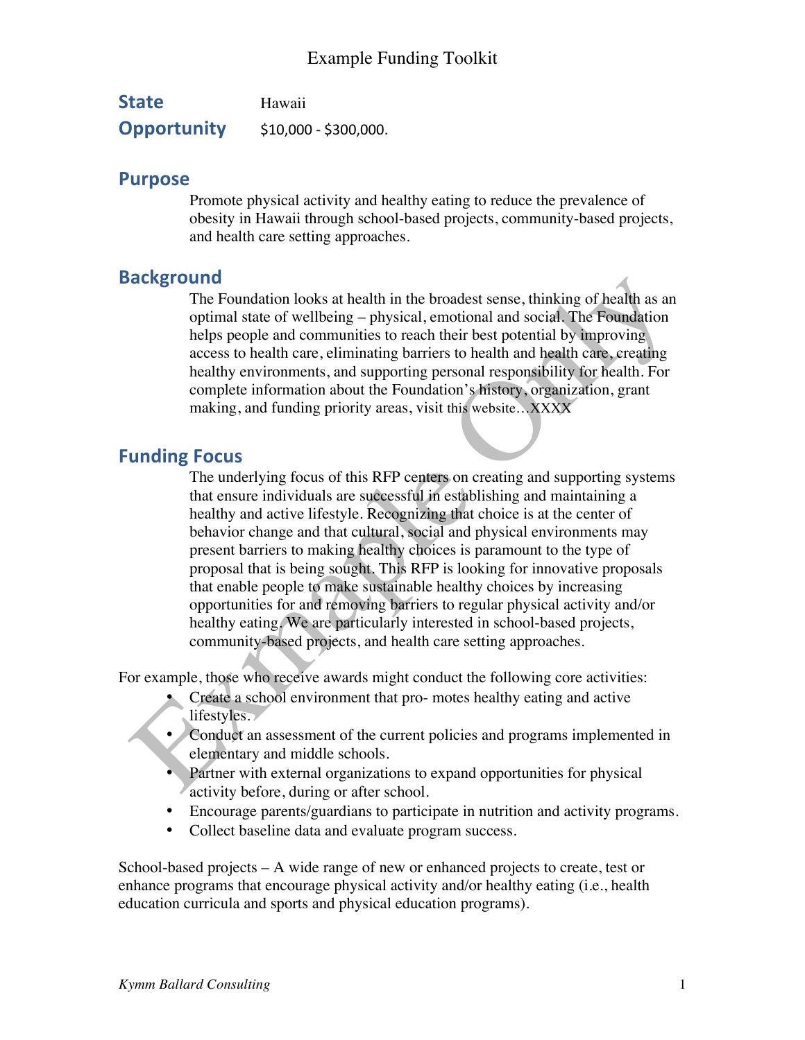# Example Funding Toolkit

**State** Hawaii

**Opportunity** $10,000 - $300,000.

## Purpose

Promote physical activity and healthy eating to reduce the prevalence of obesity in Hawaii through school-based projects, community-based projects, and health care setting approaches.

## Background

The Foundation looks at health in the broadest sense, thinking of health as an optimal state of wellbeing – physical, emotional and social. The Foundation helps people and communities to reach their best potential by improving access to health care, eliminating barriers to health and health care, creating healthy environments, and supporting personal responsibility for health. For complete information about the Foundation's history, organization, grant making, and funding priority areas, visit this website…XXXX

## Funding Focus

The underlying focus of this RFP centers on creating and supporting systems that ensure individuals are successful in establishing and maintaining a healthy and active lifestyle. Recognizing that choice is at the center of behavior change and that cultural, social and physical environments may present barriers to making healthy choices is paramount to the type of proposal that is being sought. This RFP is looking for innovative proposals that enable people to make sustainable healthy choices by increasing opportunities for and removing barriers to regular physical activity and/or healthy eating. We are particularly interested in school-based projects, community-based projects, and health care setting approaches.

For example, those who receive awards might conduct the following core activities:

- Create a school environment that pro- motes healthy eating and active lifestyles.
- Conduct an assessment of the current policies and programs implemented in elementary and middle schools.
- Partner with external organizations to expand opportunities for physical activity before, during or after school.
- Encourage parents/guardians to participate in nutrition and activity programs.
- Collect baseline data and evaluate program success.

School-based projects – A wide range of new or enhanced projects to create, test or enhance programs that encourage physical activity and/or healthy eating (i.e., health education curricula and sports and physical education programs).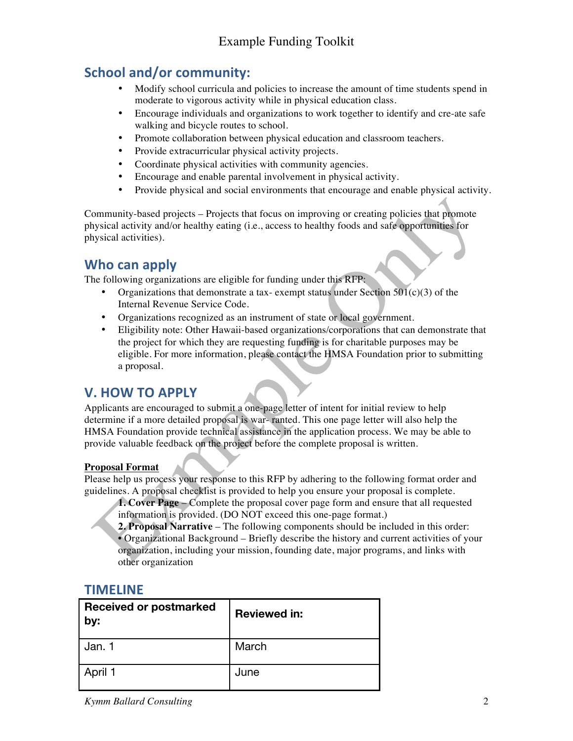## School and/or community:

- Modify school curricula and policies to increase the amount of time students spend in moderate to vigorous activity while in physical education class.
- Encourage individuals and organizations to work together to identify and cre-ate safe walking and bicycle routes to school.
- Promote collaboration between physical education and classroom teachers.
- Provide extracurricular physical activity projects.
- Coordinate physical activities with community agencies.
- Encourage and enable parental involvement in physical activity.
- Provide physical and social environments that encourage and enable physical activity.

Community-based projects – Projects that focus on improving or creating policies that promote physical activity and/or healthy eating (i.e., access to healthy foods and safe opportunities for physical activities).

## Who can apply

The following organizations are eligible for funding under this RFP:

- Organizations that demonstrate a tax- exempt status under Section 501(c)(3) of the Internal Revenue Service Code.
- Organizations recognized as an instrument of state or local government.
- Eligibility note: Other Hawaii-based organizations/corporations that can demonstrate that the project for which they are requesting funding is for charitable purposes may be eligible. For more information, please contact the HMSA Foundation prior to submitting a proposal.

## V. HOW TO APPLY

Applicants are encouraged to submit a one-page letter of intent for initial review to help determine if a more detailed proposal is war- ranted. This one page letter will also help the HMSA Foundation provide technical assistance in the application process. We may be able to provide valuable feedback on the project before the complete proposal is written.

**Proposal Format**

Please help us process your response to this RFP by adhering to the following format order and guidelines. A proposal checklist is provided to help you ensure your proposal is complete.

**1. Cover Page** – Complete the proposal cover page form and ensure that all requested information is provided. (DO NOT exceed this one-page format.)

**2. Proposal Narrative** – The following components should be included in this order:

• Organizational Background – Briefly describe the history and current activities of your organization, including your mission, founding date, major programs, and links with other organization

## TIMELINE

| Received or postmarked by: | Reviewed in: |
|---|---|
| Jan. 1 | March |
| April 1 | June |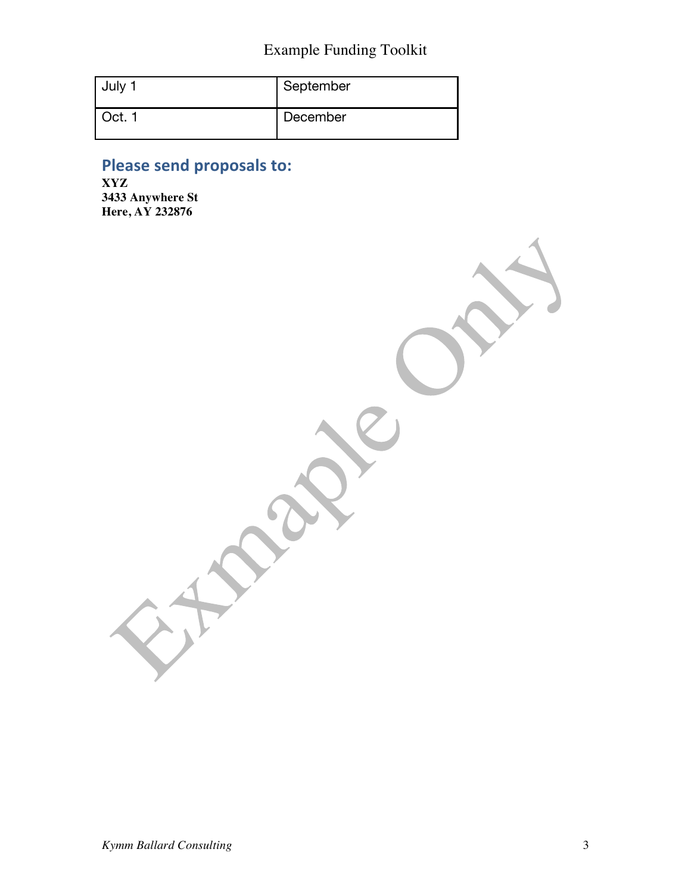| | |
|---|---|
| July 1 | September |
| Oct. 1 | December |

## Please send proposals to:

**XYZ**
**3433 Anywhere St**
**Here, AY 232876**